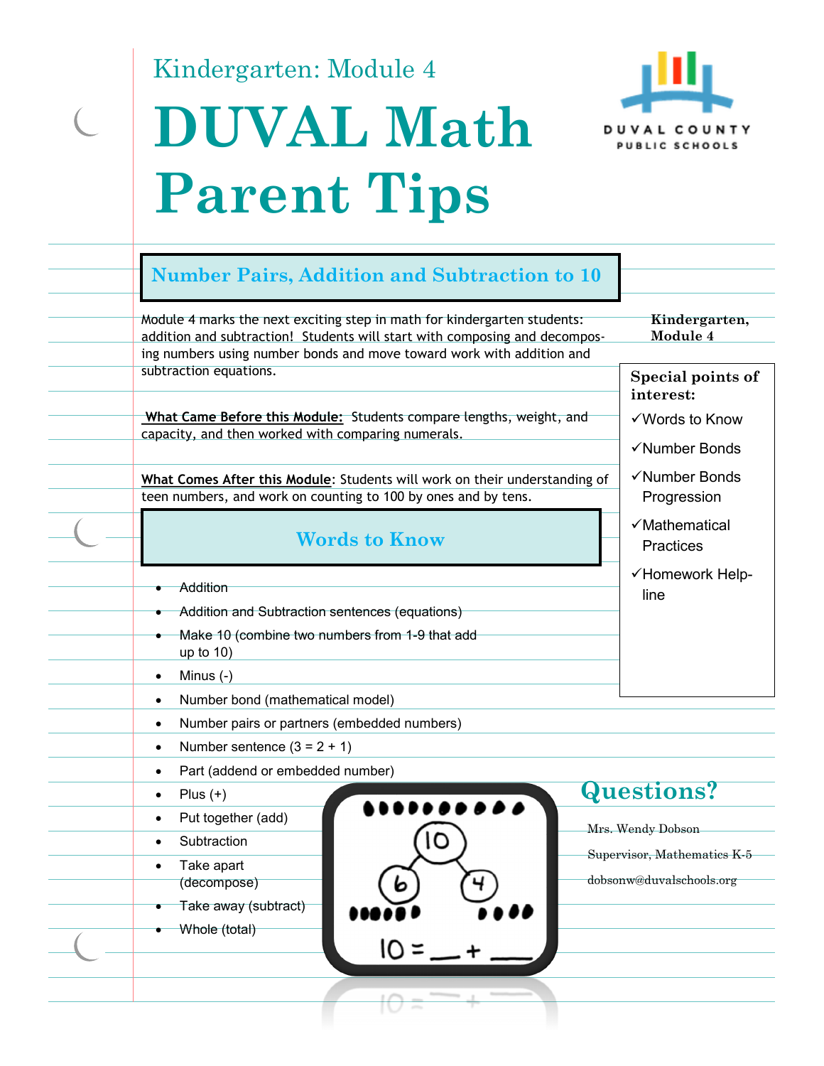Kindergarten: Module 4

# DUVAL Math Parent Tips

DUVAL COUNTY PUBLIC SCHOOLS

## Number Pairs, Addition and Subtraction to 10

**Kindergarten, Module 4**

Module 4 marks the next exciting step in math for kindergarten students: addition and subtraction! Students will start with composing and decomposing numbers using number bonds and move toward work with addition and subtraction equations.

**<u>What Came Before this Module:</u>** Students compare lengths, weight, and capacity, and then worked with comparing numerals.

**<u>What Comes After this Module</u>**: Students will work on their understanding of teen numbers, and work on counting to 100 by ones and by tens.

**Special points of interest:**

- ✓Words to Know
- ✓Number Bonds
- ✓Number Bonds Progression
- ✓Mathematical Practices
- ✓Homework Helpline

## Words to Know

- Addition
- Addition and Subtraction sentences (equations)
- Make 10 (combine two numbers from 1-9 that add up to 10)
- Minus (-)
- Number bond (mathematical model)
- Number pairs or partners (embedded numbers)
- Number sentence (3 = 2 + 1)
- Part (addend or embedded number)
- Plus (+)
- Put together (add)
- Subtraction
- Take apart (decompose)
- Take away (subtract)
- Whole (total)

10 = ___ + ___

## Questions?

Mrs. Wendy Dobson

Supervisor, Mathematics K-5

dobsonw@duvalschools.org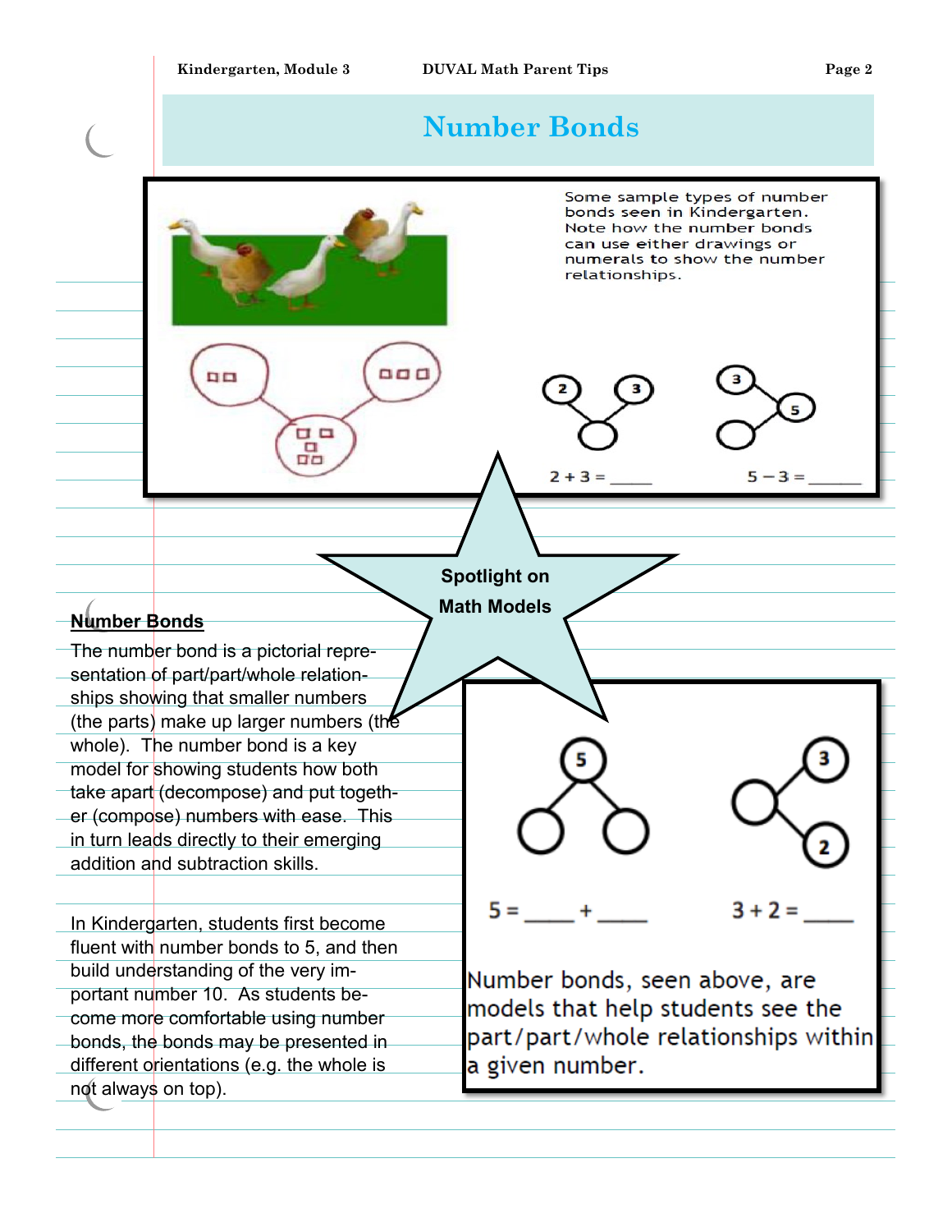# Number Bonds

Some sample types of number bonds seen in Kindergarten. Note how the number bonds can use either drawings or numerals to show the number relationships.

$2 + 3 =$ \_\_\_\_\_

$5 - 3 =$ \_\_\_\_\_\_

**Spotlight on Math Models**

## Number Bonds

The number bond is a pictorial representation of part/part/whole relationships showing that smaller numbers (the parts) make up larger numbers (the whole). The number bond is a key model for showing students how both take apart (decompose) and put together (compose) numbers with ease. This in turn leads directly to their emerging addition and subtraction skills.

In Kindergarten, students first become fluent with number bonds to 5, and then build understanding of the very important number 10. As students become more comfortable using number bonds, the bonds may be presented in different orientations (e.g. the whole is not always on top).

$5 =$ \_\_\_\_ $+$ \_\_\_\_

$3 + 2 =$ \_\_\_\_

Number bonds, seen above, are models that help students see the part/part/whole relationships within a given number.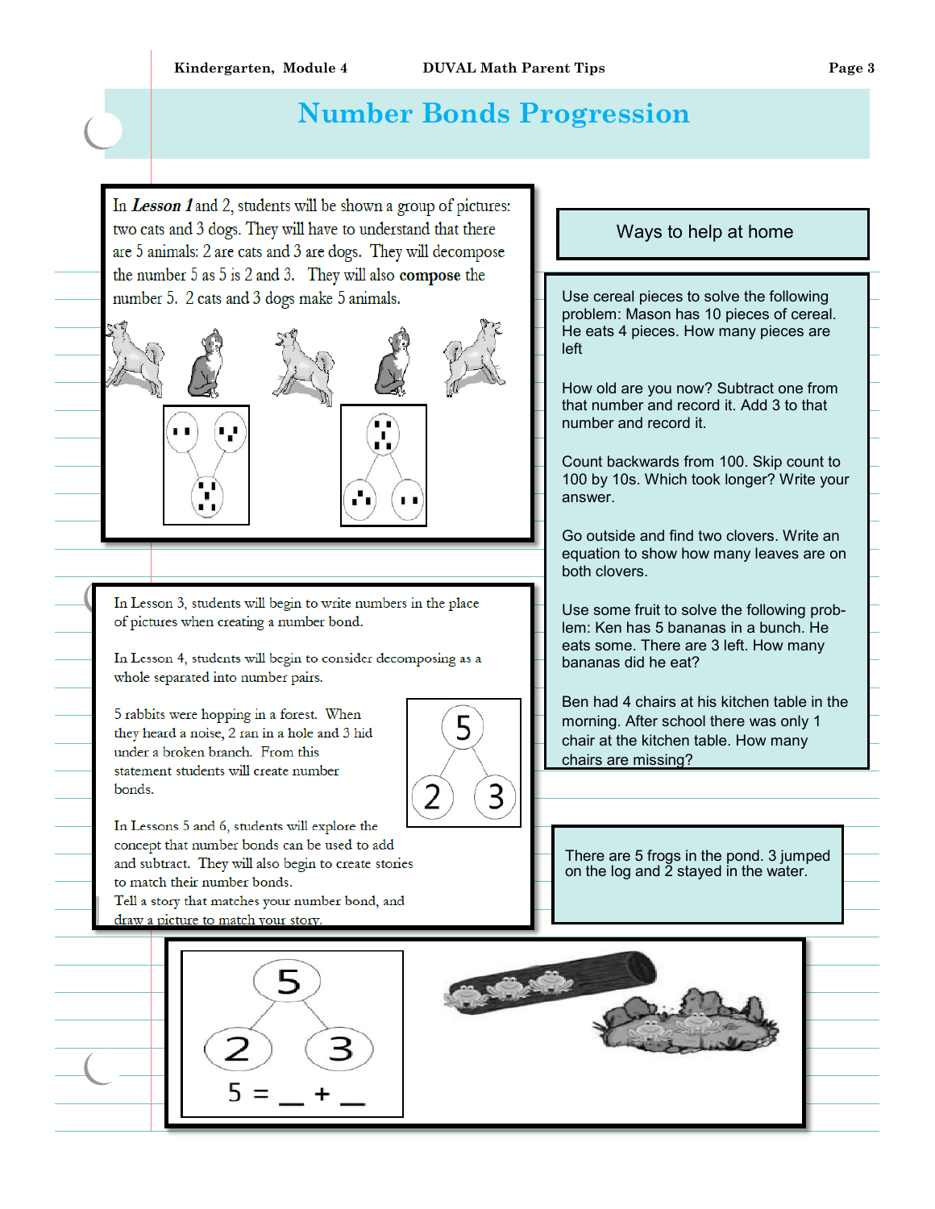# Number Bonds Progression

In ***Lesson 1*** and 2, students will be shown a group of pictures: two cats and 3 dogs. They will have to understand that there are 5 animals: 2 are cats and 3 are dogs. They will decompose the number 5 as 5 is 2 and 3. They will also **compose** the number 5. 2 cats and 3 dogs make 5 animals.

In Lesson 3, students will begin to write numbers in the place of pictures when creating a number bond.

In Lesson 4, students will begin to consider decomposing as a whole separated into number pairs.

5 rabbits were hopping in a forest. When they heard a noise, 2 ran in a hole and 3 hid under a broken branch. From this statement students will create number bonds.

5

2 3

In Lessons 5 and 6, students will explore the concept that number bonds can be used to add and subtract. They will also begin to create stories to match their number bonds.

Tell a story that matches your number bond, and draw a picture to match your story.

## Ways to help at home

Use cereal pieces to solve the following problem: Mason has 10 pieces of cereal. He eats 4 pieces. How many pieces are left

How old are you now? Subtract one from that number and record it. Add 3 to that number and record it.

Count backwards from 100. Skip count to 100 by 10s. Which took longer? Write your answer.

Go outside and find two clovers. Write an equation to show how many leaves are on both clovers.

Use some fruit to solve the following problem: Ken has 5 bananas in a bunch. He eats some. There are 3 left. How many bananas did he eat?

Ben had 4 chairs at his kitchen table in the morning. After school there was only 1 chair at the kitchen table. How many chairs are missing?

There are 5 frogs in the pond. 3 jumped on the log and 2 stayed in the water.

5

2 3

5 = __ + __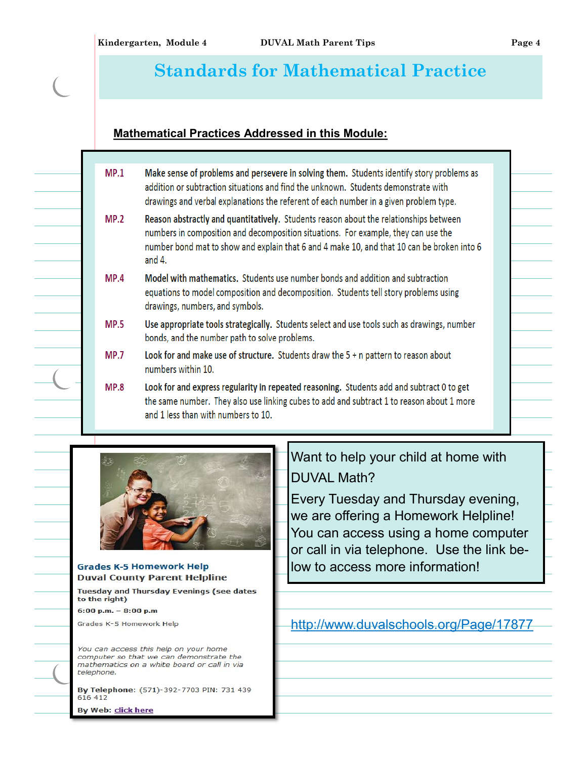# Standards for Mathematical Practice

**Mathematical Practices Addressed in this Module:**

| | |
|---|---|
| MP.1 | **Make sense of problems and persevere in solving them.** Students identify story problems as addition or subtraction situations and find the unknown. Students demonstrate with drawings and verbal explanations the referent of each number in a given problem type. |
| MP.2 | **Reason abstractly and quantitatively.** Students reason about the relationships between numbers in composition and decomposition situations. For example, they can use the number bond mat to show and explain that 6 and 4 make 10, and that 10 can be broken into 6 and 4. |
| MP.4 | **Model with mathematics.** Students use number bonds and addition and subtraction equations to model composition and decomposition. Students tell story problems using drawings, numbers, and symbols. |
| MP.5 | **Use appropriate tools strategically.** Students select and use tools such as drawings, number bonds, and the number path to solve problems. |
| MP.7 | **Look for and make use of structure.** Students draw the 5 + n pattern to reason about numbers within 10. |
| MP.8 | **Look for and express regularity in repeated reasoning.** Students add and subtract 0 to get the same number. They also use linking cubes to add and subtract 1 to reason about 1 more and 1 less than with numbers to 10. |

**Grades K-5 Homework Help**
**Duval County Parent Helpline**

**Tuesday and Thursday Evenings (see dates to the right)**

**6:00 p.m. – 8:00 p.m**

Grades K-5 Homework Help

*You can access this help on your home computer so that we can demonstrate the mathematics on a white board or call in via telephone.*

**By Telephone**: (571)-392-7703 PIN: 731 439 616 412

**By Web:** click here

Want to help your child at home with DUVAL Math?

Every Tuesday and Thursday evening, we are offering a Homework Helpline! You can access using a home computer or call in via telephone. Use the link below to access more information!

http://www.duvalschools.org/Page/17877